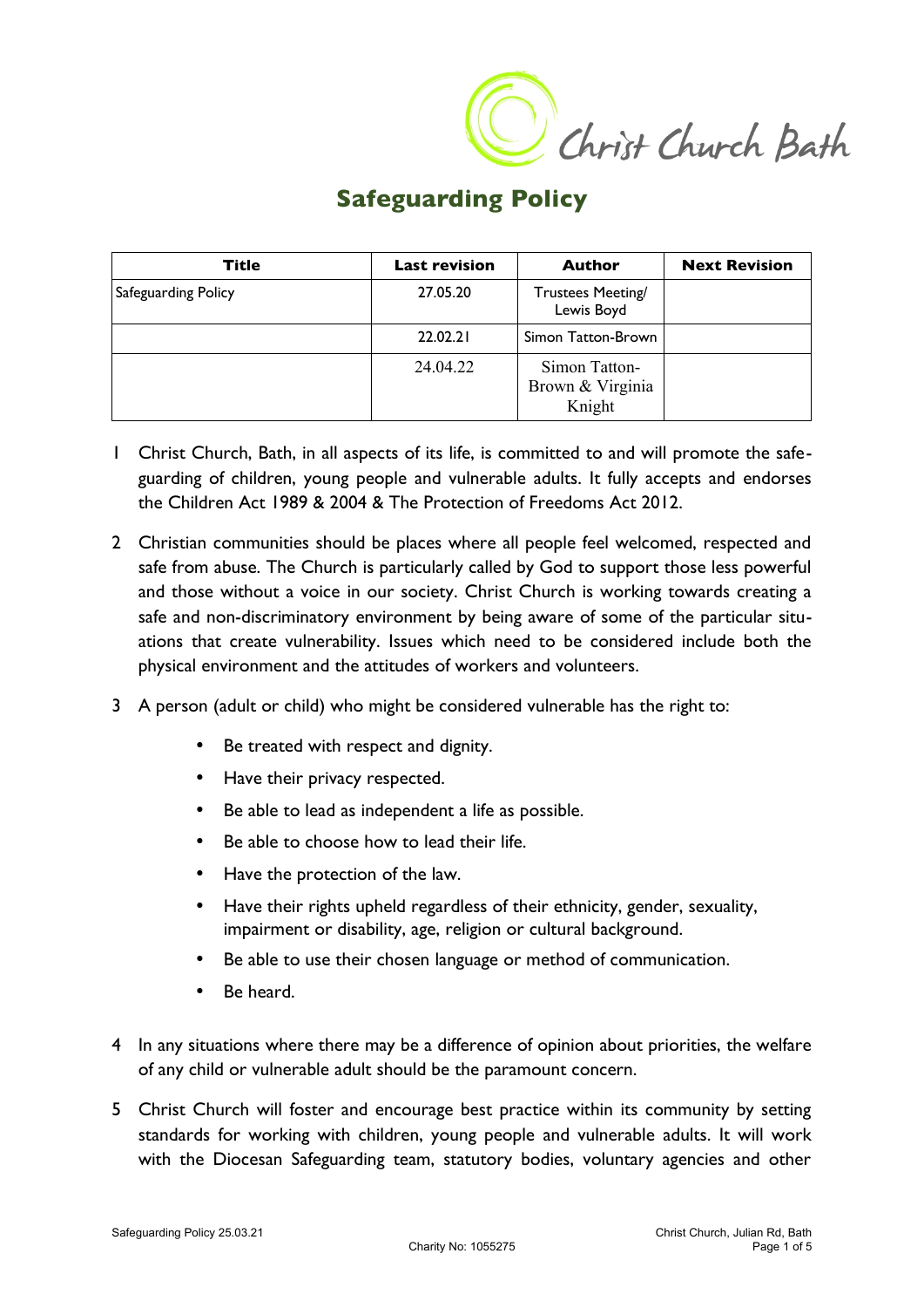Christ Church Bath

# Safeguarding Policy

| Title | Last revision | Author | Next Revision |
|---|---|---|---|
| Safeguarding Policy | 27.05.20 | Trustees Meeting/ Lewis Boyd | |
| | 22.02.21 | Simon Tatton-Brown | |
| | 24.04.22 | Simon Tatton-Brown & Virginia Knight | |

1 Christ Church, Bath, in all aspects of its life, is committed to and will promote the safeguarding of children, young people and vulnerable adults. It fully accepts and endorses the Children Act 1989 & 2004 & The Protection of Freedoms Act 2012.

2 Christian communities should be places where all people feel welcomed, respected and safe from abuse. The Church is particularly called by God to support those less powerful and those without a voice in our society. Christ Church is working towards creating a safe and non-discriminatory environment by being aware of some of the particular situations that create vulnerability. Issues which need to be considered include both the physical environment and the attitudes of workers and volunteers.

3 A person (adult or child) who might be considered vulnerable has the right to:

- Be treated with respect and dignity.
- Have their privacy respected.
- Be able to lead as independent a life as possible.
- Be able to choose how to lead their life.
- Have the protection of the law.
- Have their rights upheld regardless of their ethnicity, gender, sexuality, impairment or disability, age, religion or cultural background.
- Be able to use their chosen language or method of communication.
- Be heard.

4 In any situations where there may be a difference of opinion about priorities, the welfare of any child or vulnerable adult should be the paramount concern.

5 Christ Church will foster and encourage best practice within its community by setting standards for working with children, young people and vulnerable adults. It will work with the Diocesan Safeguarding team, statutory bodies, voluntary agencies and other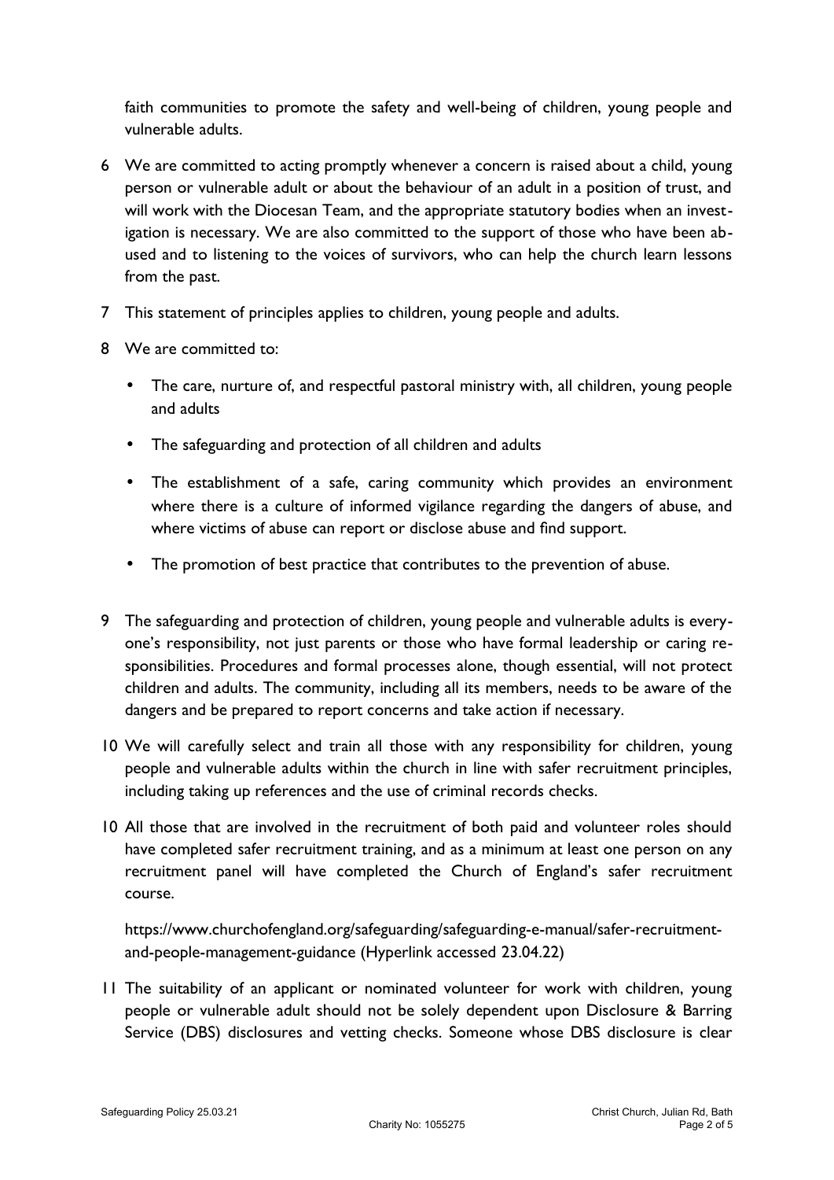faith communities to promote the safety and well-being of children, young people and vulnerable adults.

6 We are committed to acting promptly whenever a concern is raised about a child, young person or vulnerable adult or about the behaviour of an adult in a position of trust, and will work with the Diocesan Team, and the appropriate statutory bodies when an investigation is necessary. We are also committed to the support of those who have been abused and to listening to the voices of survivors, who can help the church learn lessons from the past.

7 This statement of principles applies to children, young people and adults.

8 We are committed to:

- The care, nurture of, and respectful pastoral ministry with, all children, young people and adults
- The safeguarding and protection of all children and adults
- The establishment of a safe, caring community which provides an environment where there is a culture of informed vigilance regarding the dangers of abuse, and where victims of abuse can report or disclose abuse and find support.
- The promotion of best practice that contributes to the prevention of abuse.

9 The safeguarding and protection of children, young people and vulnerable adults is everyone's responsibility, not just parents or those who have formal leadership or caring responsibilities. Procedures and formal processes alone, though essential, will not protect children and adults. The community, including all its members, needs to be aware of the dangers and be prepared to report concerns and take action if necessary.

10 We will carefully select and train all those with any responsibility for children, young people and vulnerable adults within the church in line with safer recruitment principles, including taking up references and the use of criminal records checks.

10 All those that are involved in the recruitment of both paid and volunteer roles should have completed safer recruitment training, and as a minimum at least one person on any recruitment panel will have completed the Church of England's safer recruitment course.

https://www.churchofengland.org/safeguarding/safeguarding-e-manual/safer-recruitment-and-people-management-guidance (Hyperlink accessed 23.04.22)

11 The suitability of an applicant or nominated volunteer for work with children, young people or vulnerable adult should not be solely dependent upon Disclosure & Barring Service (DBS) disclosures and vetting checks. Someone whose DBS disclosure is clear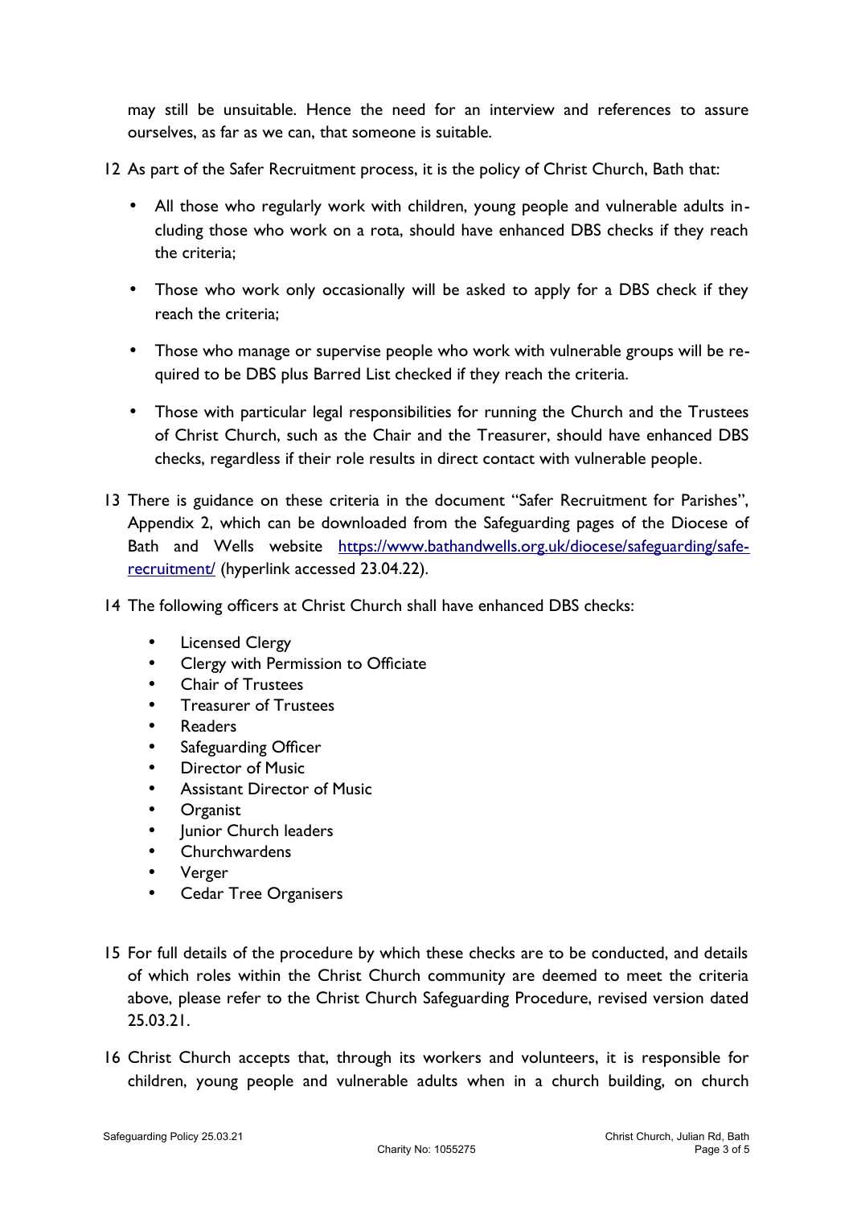may still be unsuitable. Hence the need for an interview and references to assure ourselves, as far as we can, that someone is suitable.

12 As part of the Safer Recruitment process, it is the policy of Christ Church, Bath that:

- All those who regularly work with children, young people and vulnerable adults including those who work on a rota, should have enhanced DBS checks if they reach the criteria;
- Those who work only occasionally will be asked to apply for a DBS check if they reach the criteria;
- Those who manage or supervise people who work with vulnerable groups will be required to be DBS plus Barred List checked if they reach the criteria.
- Those with particular legal responsibilities for running the Church and the Trustees of Christ Church, such as the Chair and the Treasurer, should have enhanced DBS checks, regardless if their role results in direct contact with vulnerable people.

13 There is guidance on these criteria in the document "Safer Recruitment for Parishes", Appendix 2, which can be downloaded from the Safeguarding pages of the Diocese of Bath and Wells website [https://www.bathandwells.org.uk/diocese/safeguarding/safe-recruitment/](https://www.bathandwells.org.uk/diocese/safeguarding/safe-recruitment/) (hyperlink accessed 23.04.22).

14 The following officers at Christ Church shall have enhanced DBS checks:

- Licensed Clergy
- Clergy with Permission to Officiate
- Chair of Trustees
- Treasurer of Trustees
- Readers
- Safeguarding Officer
- Director of Music
- Assistant Director of Music
- Organist
- Junior Church leaders
- Churchwardens
- Verger
- Cedar Tree Organisers

15 For full details of the procedure by which these checks are to be conducted, and details of which roles within the Christ Church community are deemed to meet the criteria above, please refer to the Christ Church Safeguarding Procedure, revised version dated 25.03.21.

16 Christ Church accepts that, through its workers and volunteers, it is responsible for children, young people and vulnerable adults when in a church building, on church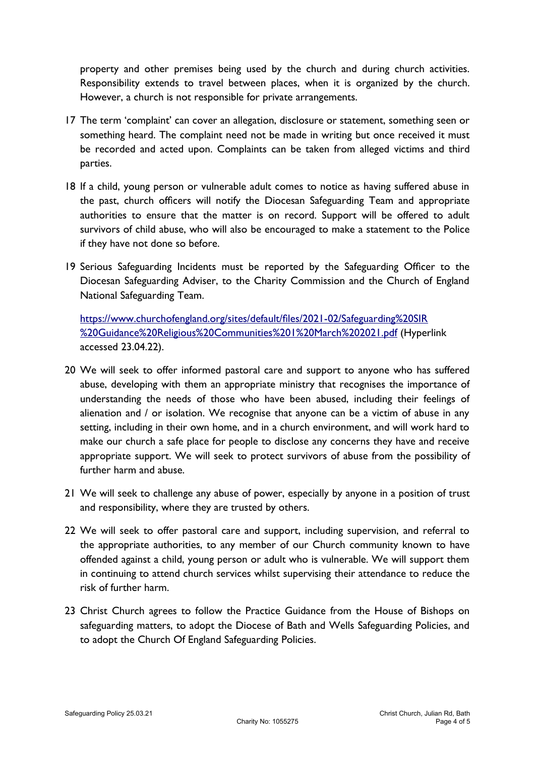property and other premises being used by the church and during church activities. Responsibility extends to travel between places, when it is organized by the church. However, a church is not responsible for private arrangements.

17 The term 'complaint' can cover an allegation, disclosure or statement, something seen or something heard. The complaint need not be made in writing but once received it must be recorded and acted upon. Complaints can be taken from alleged victims and third parties.

18 If a child, young person or vulnerable adult comes to notice as having suffered abuse in the past, church officers will notify the Diocesan Safeguarding Team and appropriate authorities to ensure that the matter is on record. Support will be offered to adult survivors of child abuse, who will also be encouraged to make a statement to the Police if they have not done so before.

19 Serious Safeguarding Incidents must be reported by the Safeguarding Officer to the Diocesan Safeguarding Adviser, to the Charity Commission and the Church of England National Safeguarding Team.

[https://www.churchofengland.org/sites/default/files/2021-02/Safeguarding%20SIR%20Guidance%20Religious%20Communities%201%20March%202021.pdf](https://www.churchofengland.org/sites/default/files/2021-02/Safeguarding%20SIR%20Guidance%20Religious%20Communities%201%20March%202021.pdf) (Hyperlink accessed 23.04.22).

20 We will seek to offer informed pastoral care and support to anyone who has suffered abuse, developing with them an appropriate ministry that recognises the importance of understanding the needs of those who have been abused, including their feelings of alienation and / or isolation. We recognise that anyone can be a victim of abuse in any setting, including in their own home, and in a church environment, and will work hard to make our church a safe place for people to disclose any concerns they have and receive appropriate support. We will seek to protect survivors of abuse from the possibility of further harm and abuse.

21 We will seek to challenge any abuse of power, especially by anyone in a position of trust and responsibility, where they are trusted by others.

22 We will seek to offer pastoral care and support, including supervision, and referral to the appropriate authorities, to any member of our Church community known to have offended against a child, young person or adult who is vulnerable. We will support them in continuing to attend church services whilst supervising their attendance to reduce the risk of further harm.

23 Christ Church agrees to follow the Practice Guidance from the House of Bishops on safeguarding matters, to adopt the Diocese of Bath and Wells Safeguarding Policies, and to adopt the Church Of England Safeguarding Policies.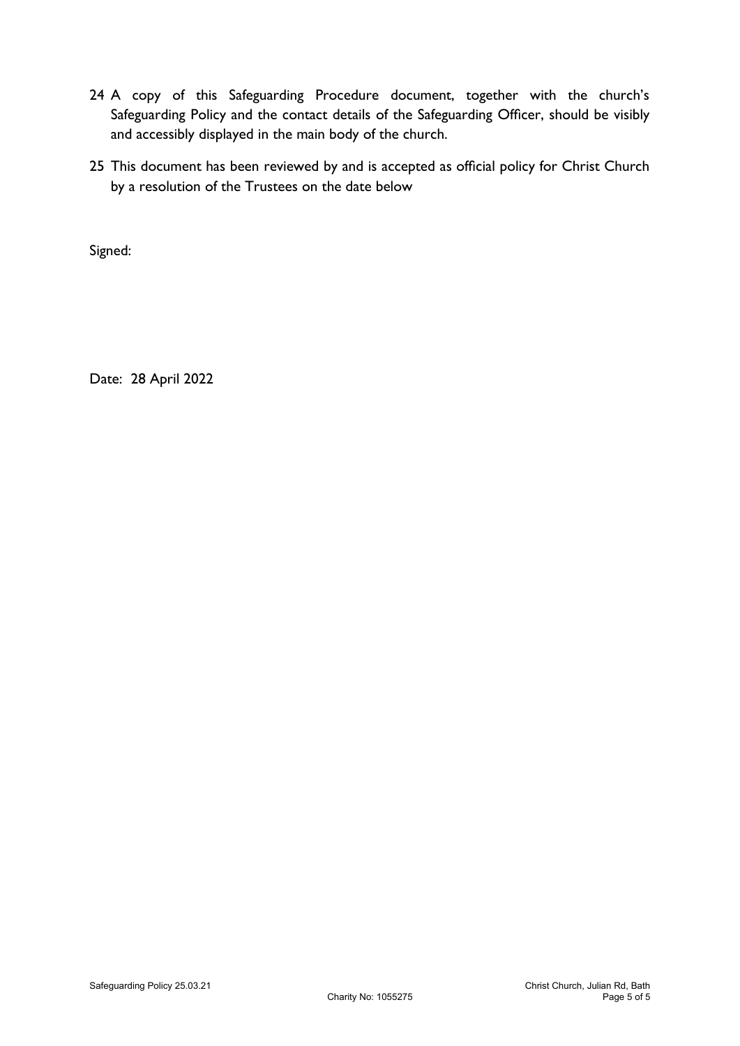24 A copy of this Safeguarding Procedure document, together with the church's Safeguarding Policy and the contact details of the Safeguarding Officer, should be visibly and accessibly displayed in the main body of the church.

25 This document has been reviewed by and is accepted as official policy for Christ Church by a resolution of the Trustees on the date below

Signed:

Date: 28 April 2022